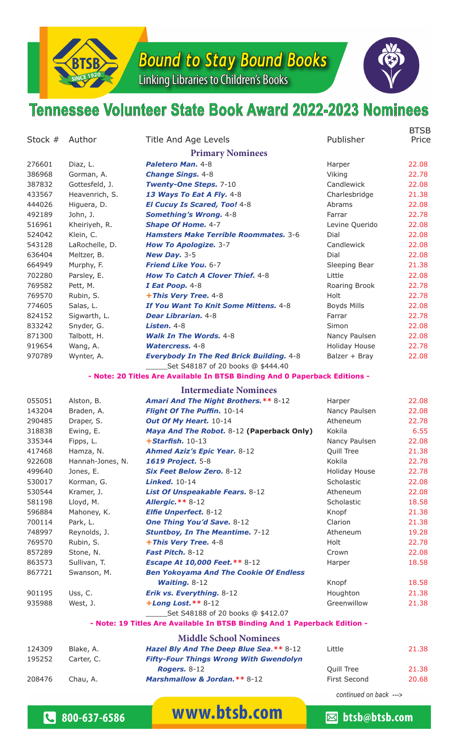# Bound to Stay Bound Books

Linking Libraries to Children's Books

BTSB SINCE 1920

## Tennessee Volunteer State Book Award 2022-2023 Nominees

| Stock # | Author | Title And Age Levels | Publisher | BTSB Price |
|---|---|---|---|---|
| | | **Primary Nominees** | | |
| 276601 | Diaz, L. | ***Paletero Man.*** 4-8 | Harper | 22.08 |
| 386968 | Gorman, A. | ***Change Sings.*** 4-8 | Viking | 22.78 |
| 387832 | Gottesfeld, J. | ***Twenty-One Steps.*** 7-10 | Candlewick | 22.08 |
| 433567 | Heavenrich, S. | ***13 Ways To Eat A Fly.*** 4-8 | Charlesbridge | 21.38 |
| 444026 | Higuera, D. | ***El Cucuy Is Scared, Too!*** 4-8 | Abrams | 22.08 |
| 492189 | John, J. | ***Something's Wrong.*** 4-8 | Farrar | 22.78 |
| 516961 | Kheiriyeh, R. | ***Shape Of Home.*** 4-7 | Levine Querido | 22.08 |
| 524042 | Klein, C. | ***Hamsters Make Terrible Roommates.*** 3-6 | Dial | 22.08 |
| 543128 | LaRochelle, D. | ***How To Apologize.*** 3-7 | Candlewick | 22.08 |
| 636404 | Meltzer, B. | ***New Day.*** 3-5 | Dial | 22.08 |
| 664949 | Murphy, F. | ***Friend Like You.*** 6-7 | Sleeping Bear | 21.38 |
| 702280 | Parsley, E. | ***How To Catch A Clover Thief.*** 4-8 | Little | 22.08 |
| 769582 | Pett, M. | ***I Eat Poop.*** 4-8 | Roaring Brook | 22.78 |
| 769570 | Rubin, S. | ***+This Very Tree.*** 4-8 | Holt | 22.78 |
| 774605 | Salas, L. | ***If You Want To Knit Some Mittens.*** 4-8 | Boyds Mills | 22.08 |
| 824152 | Sigwarth, L. | ***Dear Librarian.*** 4-8 | Farrar | 22.78 |
| 833242 | Snyder, G. | ***Listen.*** 4-8 | Simon | 22.08 |
| 871300 | Talbott, H. | ***Walk In The Words.*** 4-8 | Nancy Paulsen | 22.08 |
| 919654 | Wang, A. | ***Watercress.*** 4-8 | Holiday House | 22.78 |
| 970789 | Wynter, A. | ***Everybody In The Red Brick Building.*** 4-8 | Balzer + Bray | 22.08 |
| | | _____Set S48187 of 20 books @ $444.40 | | |

**- Note: 20 Titles Are Available In BTSB Binding And 0 Paperback Editions -**

| Stock # | Author | Title And Age Levels | Publisher | BTSB Price |
|---|---|---|---|---|
| | | **Intermediate Nominees** | | |
| 055051 | Alston, B. | ***Amari And The Night Brothers.**** 8-12 | Harper | 22.08 |
| 143204 | Braden, A. | ***Flight Of The Puffin.*** 10-14 | Nancy Paulsen | 22.08 |
| 290485 | Draper, S. | ***Out Of My Heart.*** 10-14 | Atheneum | 22.78 |
| 318838 | Ewing, E. | ***Maya And The Robot.*** 8-12 **(Paperback Only)** | Kokila | 6.55 |
| 335344 | Fipps, L. | ***+Starfish.*** 10-13 | Nancy Paulsen | 22.08 |
| 417468 | Hamza, N. | ***Ahmed Aziz's Epic Year.*** 8-12 | Quill Tree | 21.38 |
| 922608 | Hannah-Jones, N. | ***1619 Project.*** 5-8 | Kokila | 22.78 |
| 499640 | Jones, E. | ***Six Feet Below Zero.*** 8-12 | Holiday House | 22.78 |
| 530017 | Korman, G. | ***Linked.*** 10-14 | Scholastic | 22.08 |
| 530544 | Kramer, J. | ***List Of Unspeakable Fears.*** 8-12 | Atheneum | 22.08 |
| 581198 | Lloyd, M. | ***Allergic.**** 8-12 | Scholastic | 18.58 |
| 596884 | Mahoney, K. | ***Elfie Unperfect.*** 8-12 | Knopf | 21.38 |
| 700114 | Park, L. | ***One Thing You'd Save.*** 8-12 | Clarion | 21.38 |
| 748997 | Reynolds, J. | ***Stuntboy, In The Meantime.*** 7-12 | Atheneum | 19.28 |
| 769570 | Rubin, S. | ***+This Very Tree.*** 4-8 | Holt | 22.78 |
| 857289 | Stone, N. | ***Fast Pitch.*** 8-12 | Crown | 22.08 |
| 863573 | Sullivan, T. | ***Escape At 10,000 Feet.**** 8-12 | Harper | 18.58 |
| 867721 | Swanson, M. | ***Ben Yokoyama And The Cookie Of Endless Waiting.*** 8-12 | Knopf | 18.58 |
| 901195 | Uss, C. | ***Erik vs. Everything.*** 8-12 | Houghton | 21.38 |
| 935988 | West, J. | ***+Long Lost.**** 8-12 | Greenwillow | 21.38 |
| | | _____Set S48188 of 20 books @ $412.07 | | |

**- Note: 19 Titles Are Available In BTSB Binding And 1 Paperback Edition -**

| Stock # | Author | Title And Age Levels | Publisher | BTSB Price |
|---|---|---|---|---|
| | | **Middle School Nominees** | | |
| 124309 | Blake, A. | ***Hazel Bly And The Deep Blue Sea.**** 8-12 | Little | 21.38 |
| 195252 | Carter, C. | ***Fifty-Four Things Wrong With Gwendolyn Rogers.*** 8-12 | Quill Tree | 21.38 |
| 208476 | Chau, A. | ***Marshmallow & Jordan.**** 8-12 | First Second | 20.68 |

*continued on back --->*

800-637-6586 | **www.btsb.com** | btsb@btsb.com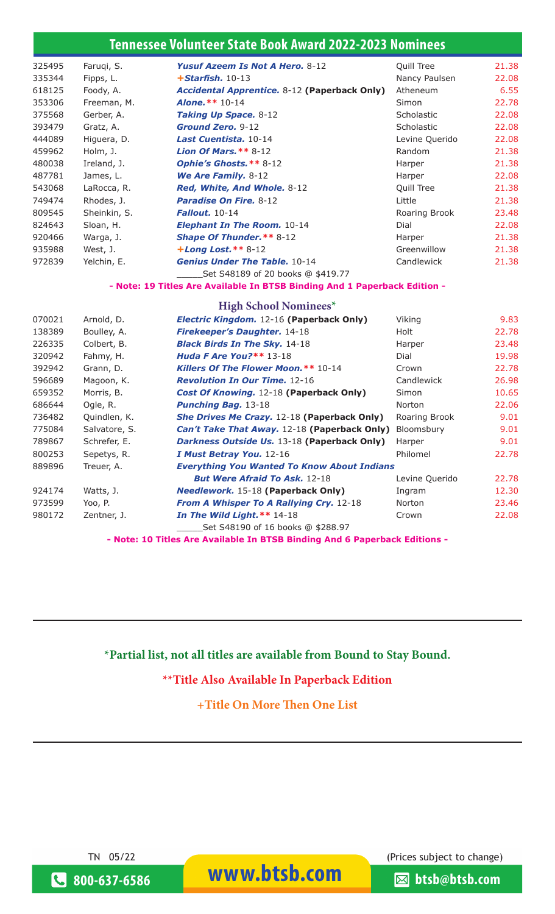## Tennessee Volunteer State Book Award 2022-2023 Nominees

| | | | | |
|---|---|---|---|---|
| 325495 | Faruqi, S. | ***Yusuf Azeem Is Not A Hero.*** 8-12 | Quill Tree | 21.38 |
| 335344 | Fipps, L. | ***+Starfish.*** 10-13 | Nancy Paulsen | 22.08 |
| 618125 | Foody, A. | ***Accidental Apprentice.*** 8-12 **(Paperback Only)** | Atheneum | 6.55 |
| 353306 | Freeman, M. | ***Alone.\*\**** 10-14 | Simon | 22.78 |
| 375568 | Gerber, A. | ***Taking Up Space.*** 8-12 | Scholastic | 22.08 |
| 393479 | Gratz, A. | ***Ground Zero.*** 9-12 | Scholastic | 22.08 |
| 444089 | Higuera, D. | ***Last Cuentista.*** 10-14 | Levine Querido | 22.08 |
| 459962 | Holm, J. | ***Lion Of Mars.\*\**** 8-12 | Random | 21.38 |
| 480038 | Ireland, J. | ***Ophie's Ghosts.\*\**** 8-12 | Harper | 21.38 |
| 487781 | James, L. | ***We Are Family.*** 8-12 | Harper | 22.08 |
| 543068 | LaRocca, R. | ***Red, White, And Whole.*** 8-12 | Quill Tree | 21.38 |
| 749474 | Rhodes, J. | ***Paradise On Fire.*** 8-12 | Little | 21.38 |
| 809545 | Sheinkin, S. | ***Fallout.*** 10-14 | Roaring Brook | 23.48 |
| 824643 | Sloan, H. | ***Elephant In The Room.*** 10-14 | Dial | 22.08 |
| 920466 | Warga, J. | ***Shape Of Thunder.\*\**** 8-12 | Harper | 21.38 |
| 935988 | West, J. | ***+Long Lost.\*\**** 8-12 | Greenwillow | 21.38 |
| 972839 | Yelchin, E. | ***Genius Under The Table.*** 10-14 | Candlewick | 21.38 |
| | | _____Set S48189 of 20 books @ $419.77 | | |

**- Note: 19 Titles Are Available In BTSB Binding And 1 Paperback Edition -**

### High School Nominees*

| | | | | |
|---|---|---|---|---|
| 070021 | Arnold, D. | ***Electric Kingdom.*** 12-16 **(Paperback Only)** | Viking | 9.83 |
| 138389 | Boulley, A. | ***Firekeeper's Daughter.*** 14-18 | Holt | 22.78 |
| 226335 | Colbert, B. | ***Black Birds In The Sky.*** 14-18 | Harper | 23.48 |
| 320942 | Fahmy, H. | ***Huda F Are You?\*\**** 13-18 | Dial | 19.98 |
| 392942 | Grann, D. | ***Killers Of The Flower Moon.\*\**** 10-14 | Crown | 22.78 |
| 596689 | Magoon, K. | ***Revolution In Our Time.*** 12-16 | Candlewick | 26.98 |
| 659352 | Morris, B. | ***Cost Of Knowing.*** 12-18 **(Paperback Only)** | Simon | 10.65 |
| 686644 | Ogle, R. | ***Punching Bag.*** 13-18 | Norton | 22.06 |
| 736482 | Quindlen, K. | ***She Drives Me Crazy.*** 12-18 **(Paperback Only)** | Roaring Brook | 9.01 |
| 775084 | Salvatore, S. | ***Can't Take That Away.*** 12-18 **(Paperback Only)** | Bloomsbury | 9.01 |
| 789867 | Schrefer, E. | ***Darkness Outside Us.*** 13-18 **(Paperback Only)** | Harper | 9.01 |
| 800253 | Sepetys, R. | ***I Must Betray You.*** 12-16 | Philomel | 22.78 |
| 889896 | Treuer, A. | ***Everything You Wanted To Know About Indians But Were Afraid To Ask.*** 12-18 | Levine Querido | 22.78 |
| 924174 | Watts, J. | ***Needlework.*** 15-18 **(Paperback Only)** | Ingram | 12.30 |
| 973599 | Yoo, P. | ***From A Whisper To A Rallying Cry.*** 12-18 | Norton | 23.46 |
| 980172 | Zentner, J. | ***In The Wild Light.\*\**** 14-18 | Crown | 22.08 |
| | | _____Set S48190 of 16 books @ $288.97 | | |

**- Note: 10 Titles Are Available In BTSB Binding And 6 Paperback Editions -**

---

**\*Partial list, not all titles are available from Bound to Stay Bound.**

**\*\*Title Also Available In Paperback Edition**

**+Title On More Then One List**

---

TN 05/22

(Prices subject to change)

800-637-6586 www.btsb.com btsb@btsb.com